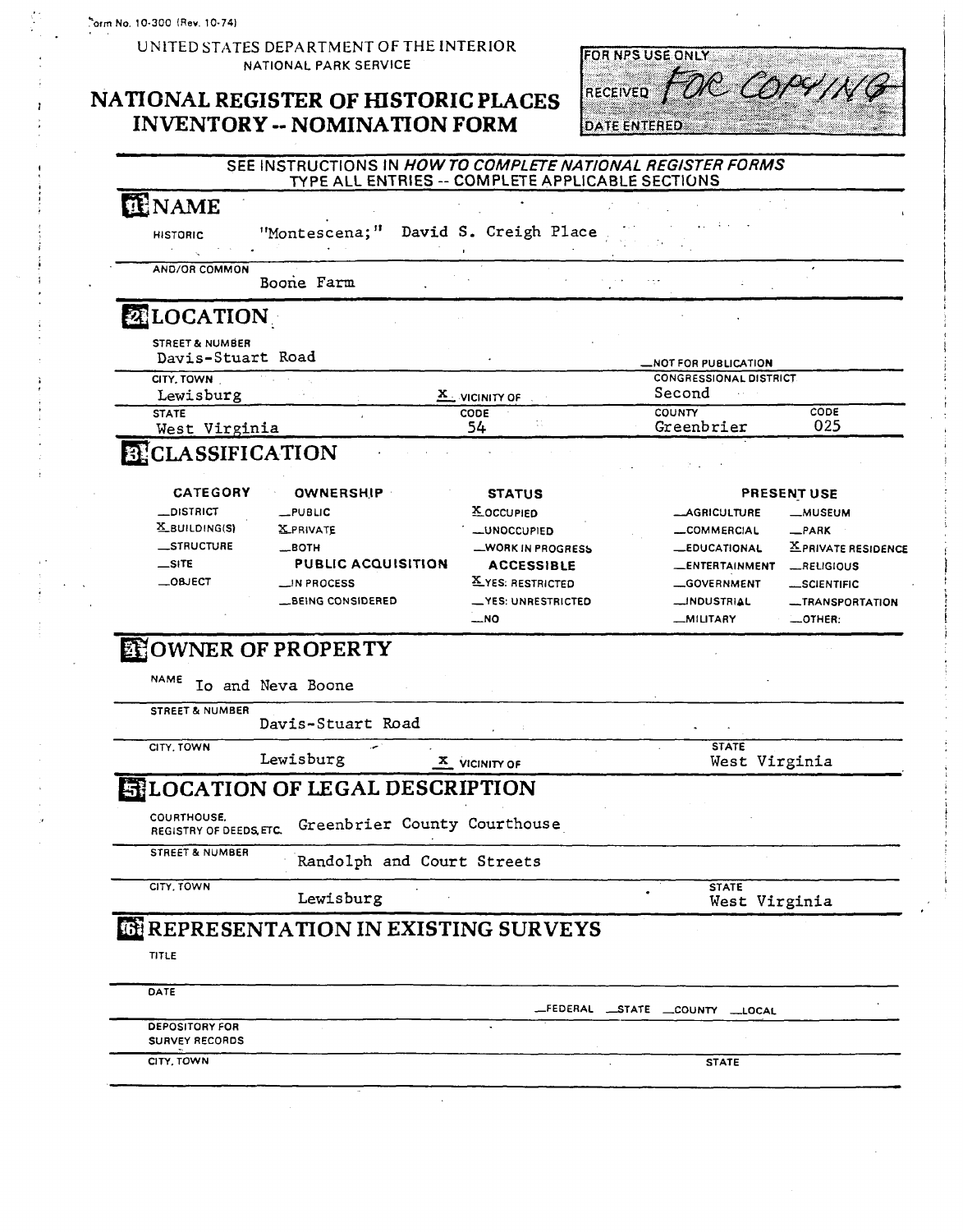Form No. 10-300 (Rev. 10-74)

UNITED STATES DEPARTMENT OF THE INTERIOR
NATIONAL PARK SERVICE

# NATIONAL REGISTER OF HISTORIC PLACES INVENTORY -- NOMINATION FORM

FOR NPS USE ONLY
RECEIVED FOR COPYING
DATE ENTERED

SEE INSTRUCTIONS IN *HOW TO COMPLETE NATIONAL REGISTER FORMS*
TYPE ALL ENTRIES -- COMPLETE APPLICABLE SECTIONS

## 1 NAME

HISTORIC "Montescena;" David S. Creigh Place

AND/OR COMMON Boone Farm

## 2 LOCATION

STREET & NUMBER Davis-Stuart Road

__NOT FOR PUBLICATION

CITY, TOWN Lewisburg X VICINITY OF

CONGRESSIONAL DISTRICT Second

STATE West Virginia CODE 54

COUNTY Greenbrier CODE 025

## 3 CLASSIFICATION

| CATEGORY | OWNERSHIP | STATUS | PRESENT USE | |
|---|---|---|---|---|
| __DISTRICT | __PUBLIC | X OCCUPIED | __AGRICULTURE | __MUSEUM |
| X BUILDING(S) | X PRIVATE | __UNOCCUPIED | __COMMERCIAL | __PARK |
| __STRUCTURE | __BOTH | __WORK IN PROGRESS | __EDUCATIONAL | X PRIVATE RESIDENCE |
| __SITE | PUBLIC ACQUISITION | ACCESSIBLE | __ENTERTAINMENT | __RELIGIOUS |
| __OBJECT | __IN PROCESS | X YES: RESTRICTED | __GOVERNMENT | __SCIENTIFIC |
| | __BEING CONSIDERED | __YES: UNRESTRICTED | __INDUSTRIAL | __TRANSPORTATION |
| | | __NO | __MILITARY | __OTHER: |

## 4 OWNER OF PROPERTY

NAME Io and Neva Boone

STREET & NUMBER Davis-Stuart Road

CITY, TOWN Lewisburg X VICINITY OF

STATE West Virginia

## 5 LOCATION OF LEGAL DESCRIPTION

COURTHOUSE, REGISTRY OF DEEDS, ETC. Greenbrier County Courthouse

STREET & NUMBER Randolph and Court Streets

CITY, TOWN Lewisburg

STATE West Virginia

## 6 REPRESENTATION IN EXISTING SURVEYS

TITLE

DATE

__FEDERAL __STATE __COUNTY __LOCAL

DEPOSITORY FOR SURVEY RECORDS

CITY, TOWN

STATE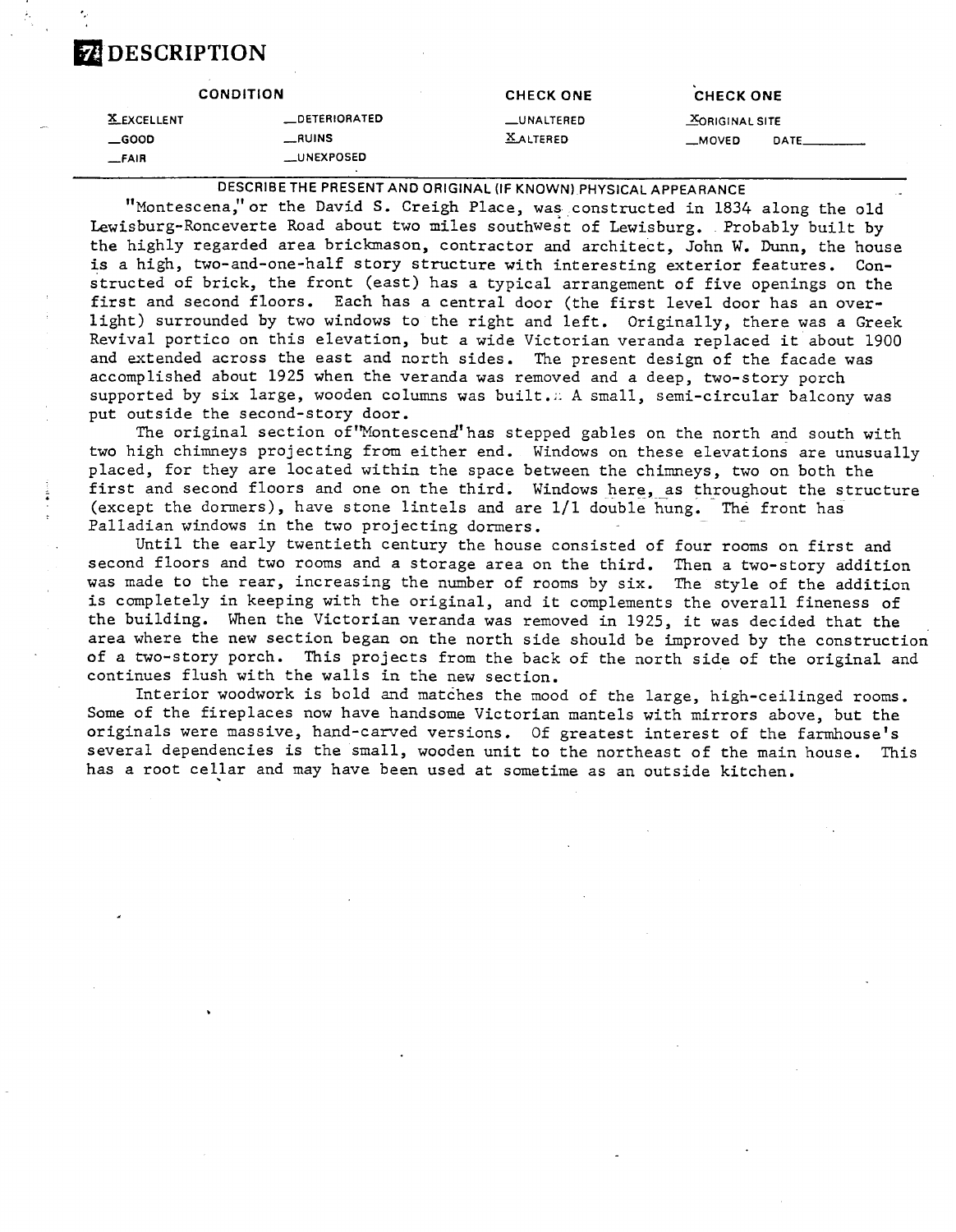# 7 DESCRIPTION

| CONDITION | | CHECK ONE | CHECK ONE |
| --- | --- | --- | --- |
| X EXCELLENT | _DETERIORATED | _UNALTERED | X ORIGINAL SITE |
| _GOOD | _RUINS | X ALTERED | _MOVED DATE_____ |
| _FAIR | _UNEXPOSED | | |

DESCRIBE THE PRESENT AND ORIGINAL (IF KNOWN) PHYSICAL APPEARANCE

"Montescena," or the David S. Creigh Place, was constructed in 1834 along the old Lewisburg-Ronceverte Road about two miles southwest of Lewisburg. Probably built by the highly regarded area brickmason, contractor and architect, John W. Dunn, the house is a high, two-and-one-half story structure with interesting exterior features. Constructed of brick, the front (east) has a typical arrangement of five openings on the first and second floors. Each has a central door (the first level door has an overlight) surrounded by two windows to the right and left. Originally, there was a Greek Revival portico on this elevation, but a wide Victorian veranda replaced it about 1900 and extended across the east and north sides. The present design of the facade was accomplished about 1925 when the veranda was removed and a deep, two-story porch supported by six large, wooden columns was built. A small, semi-circular balcony was put outside the second-story door.

The original section of "Montescena" has stepped gables on the north and south with two high chimneys projecting from either end. Windows on these elevations are unusually placed, for they are located within the space between the chimneys, two on both the first and second floors and one on the third. Windows here, as throughout the structure (except the dormers), have stone lintels and are 1/1 double hung. The front has Palladian windows in the two projecting dormers.

Until the early twentieth century the house consisted of four rooms on first and second floors and two rooms and a storage area on the third. Then a two-story addition was made to the rear, increasing the number of rooms by six. The style of the addition is completely in keeping with the original, and it complements the overall fineness of the building. When the Victorian veranda was removed in 1925, it was decided that the area where the new section began on the north side should be improved by the construction of a two-story porch. This projects from the back of the north side of the original and continues flush with the walls in the new section.

Interior woodwork is bold and matches the mood of the large, high-ceilinged rooms. Some of the fireplaces now have handsome Victorian mantels with mirrors above, but the originals were massive, hand-carved versions. Of greatest interest of the farmhouse's several dependencies is the small, wooden unit to the northeast of the main house. This has a root cellar and may have been used at sometime as an outside kitchen.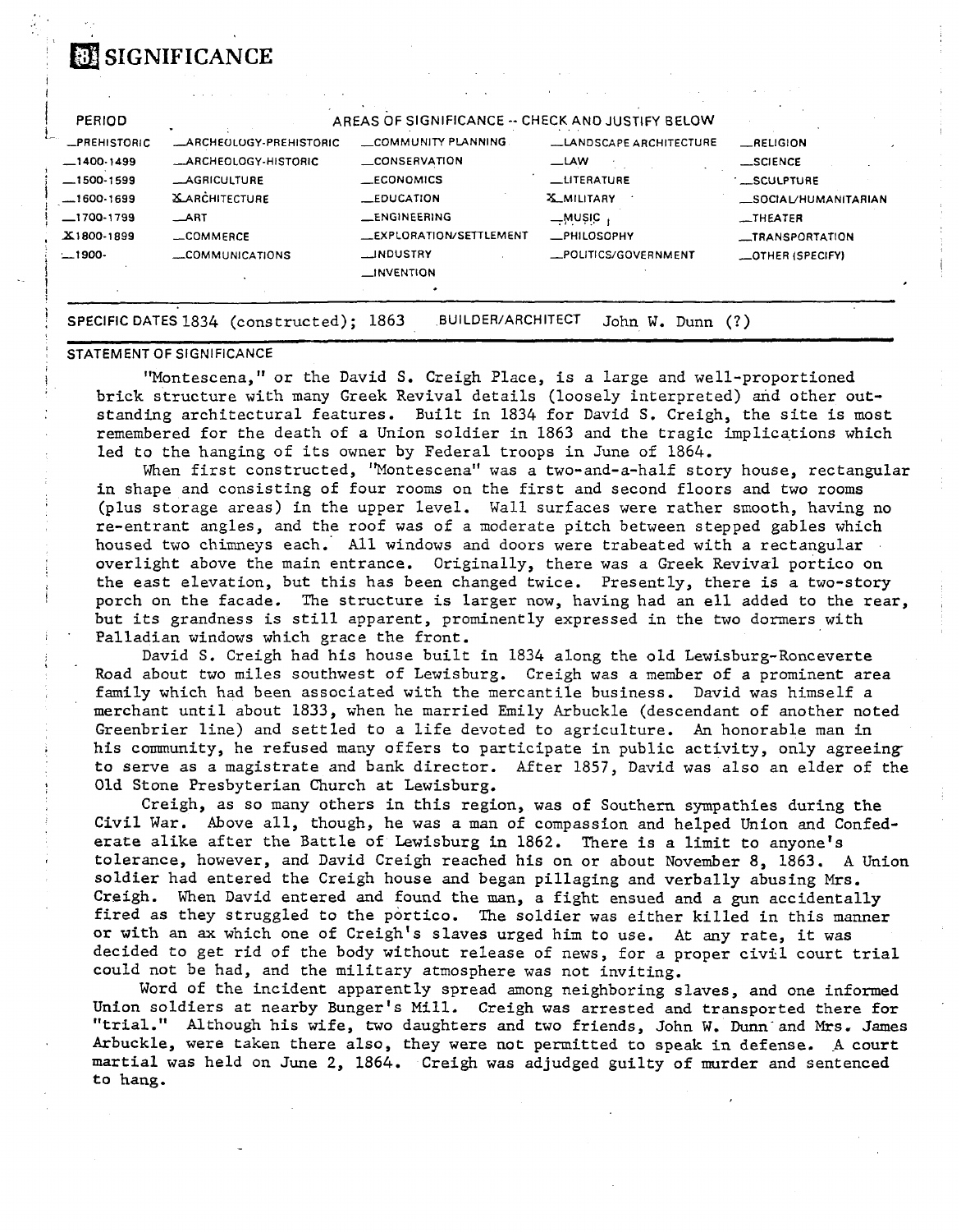# 8 SIGNIFICANCE

| PERIOD | AREAS OF SIGNIFICANCE -- CHECK AND JUSTIFY BELOW | | | |
|---|---|---|---|---|
| _PREHISTORIC | _ARCHEOLOGY-PREHISTORIC | _COMMUNITY PLANNING | _LANDSCAPE ARCHITECTURE | _RELIGION |
| _1400-1499 | _ARCHEOLOGY-HISTORIC | _CONSERVATION | _LAW | _SCIENCE |
| _1500-1599 | _AGRICULTURE | _ECONOMICS | _LITERATURE | _SCULPTURE |
| _1600-1699 | X_ARCHITECTURE | _EDUCATION | X_MILITARY | _SOCIAL/HUMANITARIAN |
| _1700-1799 | _ART | _ENGINEERING | _MUSIC | _THEATER |
| X_1800-1899 | _COMMERCE | _EXPLORATION/SETTLEMENT | _PHILOSOPHY | _TRANSPORTATION |
| _1900- | _COMMUNICATIONS | _INDUSTRY | _POLITICS/GOVERNMENT | _OTHER (SPECIFY) |
| | | _INVENTION | | |

SPECIFIC DATES 1834 (constructed); 1863 BUILDER/ARCHITECT John W. Dunn (?)

STATEMENT OF SIGNIFICANCE

"Montescena," or the David S. Creigh Place, is a large and well-proportioned brick structure with many Greek Revival details (loosely interpreted) and other outstanding architectural features. Built in 1834 for David S. Creigh, the site is most remembered for the death of a Union soldier in 1863 and the tragic implications which led to the hanging of its owner by Federal troops in June of 1864.

When first constructed, "Montescena" was a two-and-a-half story house, rectangular in shape and consisting of four rooms on the first and second floors and two rooms (plus storage areas) in the upper level. Wall surfaces were rather smooth, having no re-entrant angles, and the roof was of a moderate pitch between stepped gables which housed two chimneys each. All windows and doors were trabeated with a rectangular overlight above the main entrance. Originally, there was a Greek Revival portico on the east elevation, but this has been changed twice. Presently, there is a two-story porch on the facade. The structure is larger now, having had an ell added to the rear, but its grandness is still apparent, prominently expressed in the two dormers with Palladian windows which grace the front.

David S. Creigh had his house built in 1834 along the old Lewisburg-Ronceverte Road about two miles southwest of Lewisburg. Creigh was a member of a prominent area family which had been associated with the mercantile business. David was himself a merchant until about 1833, when he married Emily Arbuckle (descendant of another noted Greenbrier line) and settled to a life devoted to agriculture. An honorable man in his community, he refused many offers to participate in public activity, only agreeing to serve as a magistrate and bank director. After 1857, David was also an elder of the Old Stone Presbyterian Church at Lewisburg.

Creigh, as so many others in this region, was of Southern sympathies during the Civil War. Above all, though, he was a man of compassion and helped Union and Confederate alike after the Battle of Lewisburg in 1862. There is a limit to anyone's tolerance, however, and David Creigh reached his on or about November 8, 1863. A Union soldier had entered the Creigh house and began pillaging and verbally abusing Mrs. Creigh. When David entered and found the man, a fight ensued and a gun accidentally fired as they struggled to the portico. The soldier was either killed in this manner or with an ax which one of Creigh's slaves urged him to use. At any rate, it was decided to get rid of the body without release of news, for a proper civil court trial could not be had, and the military atmosphere was not inviting.

Word of the incident apparently spread among neighboring slaves, and one informed Union soldiers at nearby Bunger's Mill. Creigh was arrested and transported there for "trial." Although his wife, two daughters and two friends, John W. Dunn and Mrs. James Arbuckle, were taken there also, they were not permitted to speak in defense. A court martial was held on June 2, 1864. Creigh was adjudged guilty of murder and sentenced to hang.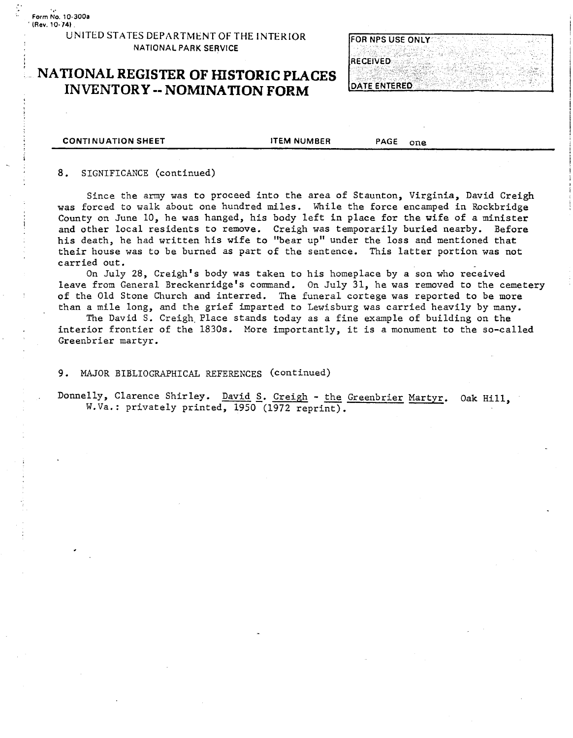Form No. 10-300a
(Rev. 10-74)

UNITED STATES DEPARTMENT OF THE INTERIOR
NATIONAL PARK SERVICE

# NATIONAL REGISTER OF HISTORIC PLACES INVENTORY -- NOMINATION FORM

| FOR NPS USE ONLY |
| --- |
| RECEIVED |
| DATE ENTERED |

CONTINUATION SHEET | ITEM NUMBER | PAGE one

8. SIGNIFICANCE (continued)

Since the army was to proceed into the area of Staunton, Virginia, David Creigh was forced to walk about one hundred miles. While the force encamped in Rockbridge County on June 10, he was hanged, his body left in place for the wife of a minister and other local residents to remove. Creigh was temporarily buried nearby. Before his death, he had written his wife to "bear up" under the loss and mentioned that their house was to be burned as part of the sentence. This latter portion was not carried out.

On July 28, Creigh's body was taken to his homeplace by a son who received leave from General Breckenridge's command. On July 31, he was removed to the cemetery of the Old Stone Church and interred. The funeral cortege was reported to be more than a mile long, and the grief imparted to Lewisburg was carried heavily by many.

The David S. Creigh Place stands today as a fine example of building on the interior frontier of the 1830s. More importantly, it is a monument to the so-called Greenbrier martyr.

9. MAJOR BIBLIOGRAPHICAL REFERENCES (continued)

Donnelly, Clarence Shirley. David S. Creigh - the Greenbrier Martyr. Oak Hill, W.Va.: privately printed, 1950 (1972 reprint).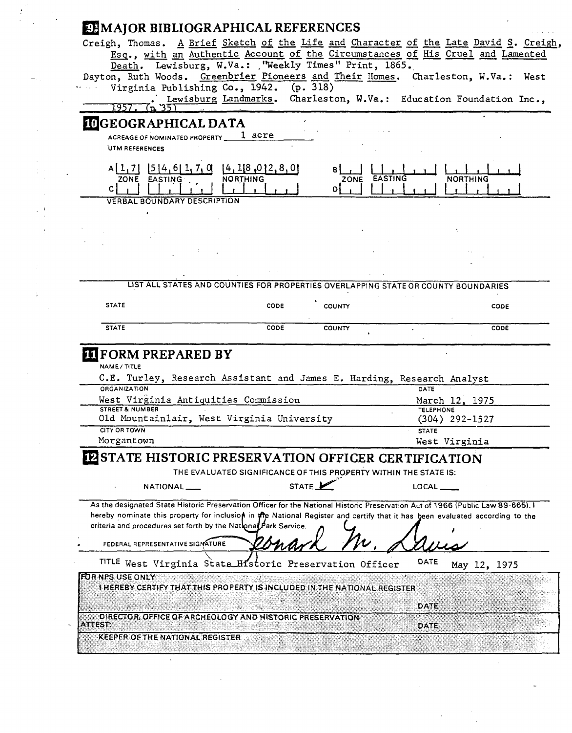## 9 MAJOR BIBLIOGRAPHICAL REFERENCES

Creigh, Thomas. A Brief Sketch of the Life and Character of the Late David S. Creigh, Esq., with an Authentic Account of the Circumstances of His Cruel and Lamented Death. Lewisburg, W.Va.: "Weekly Times" Print, 1865.

Dayton, Ruth Woods. Greenbrier Pioneers and Their Homes. Charleston, W.Va.: West Virginia Publishing Co., 1942. (p. 318)

________. Lewisburg Landmarks. Charleston, W.Va.: Education Foundation Inc., 1957. (p. 35)

## 10 GEOGRAPHICAL DATA

ACREAGE OF NOMINATED PROPERTY 1 acre

UTM REFERENCES

| | ZONE | EASTING | NORTHING |
|---|---|---|---|
| A | 17 | 546170 | 4180280 |
| B | | | |
| C | | | |
| D | | | |

VERBAL BOUNDARY DESCRIPTION

LIST ALL STATES AND COUNTIES FOR PROPERTIES OVERLAPPING STATE OR COUNTY BOUNDARIES

| STATE | CODE | COUNTY | CODE |
|---|---|---|---|
| | | | |
| | | | |

## 11 FORM PREPARED BY

NAME / TITLE
C.E. Turley, Research Assistant and James E. Harding, Research Analyst

ORGANIZATION
West Virginia Antiquities Commission

DATE
March 12, 1975

STREET & NUMBER
Old Mountainlair, West Virginia University

TELEPHONE
(304) 292-1527

CITY OR TOWN
Morgantown

STATE
West Virginia

## 12 STATE HISTORIC PRESERVATION OFFICER CERTIFICATION

THE EVALUATED SIGNIFICANCE OF THIS PROPERTY WITHIN THE STATE IS:

NATIONAL ___ STATE ✓ LOCAL ___

As the designated State Historic Preservation Officer for the National Historic Preservation Act of 1966 (Public Law 89-665), I hereby nominate this property for inclusion in the National Register and certify that it has been evaluated according to the criteria and procedures set forth by the National Park Service.

FEDERAL REPRESENTATIVE SIGNATURE Leonard M. Davis

TITLE West Virginia State Historic Preservation Officer DATE May 12, 1975

FOR NPS USE ONLY

I HEREBY CERTIFY THAT THIS PROPERTY IS INCLUDED IN THE NATIONAL REGISTER

DATE

DIRECTOR, OFFICE OF ARCHEOLOGY AND HISTORIC PRESERVATION

ATTEST: DATE

KEEPER OF THE NATIONAL REGISTER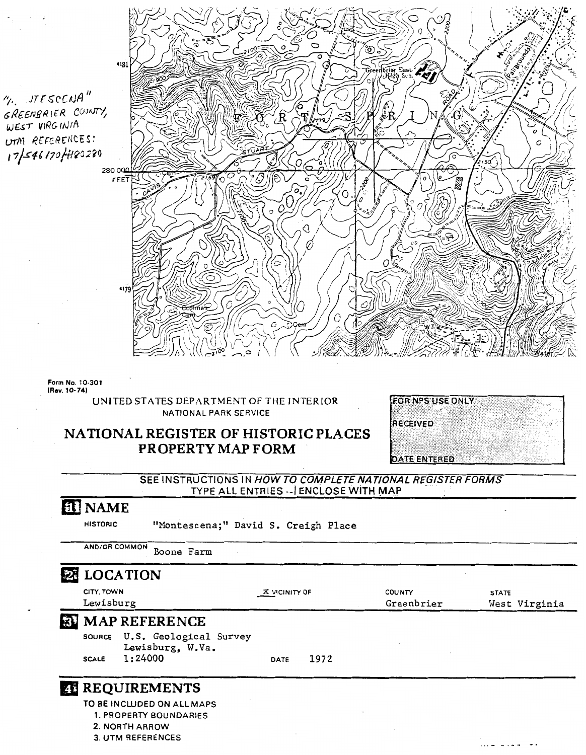"MONTESCENA"
GREENBRIER COUNTY,
WEST VIRGINIA
UTM REFERENCES:
17/546170/4180280

4181

FORT SPRING

Greenbrier East High Sch.

ROAD

Fairgrounds

STUART

280 000 FEET

DAVIS

Cem

4179

Coffman Cem

Cem

WT

Water

Form No. 10-301
(Rev. 10-74)

UNITED STATES DEPARTMENT OF THE INTERIOR
NATIONAL PARK SERVICE

# NATIONAL REGISTER OF HISTORIC PLACES
# PROPERTY MAP FORM

FOR NPS USE ONLY

RECEIVED

DATE ENTERED

SEE INSTRUCTIONS IN *HOW TO COMPLETE NATIONAL REGISTER FORMS*
TYPE ALL ENTRIES -- ENCLOSE WITH MAP

## 1 NAME

HISTORIC "Montescena;" David S. Creigh Place

AND/OR COMMON Boone Farm

## 2 LOCATION

CITY, TOWN Lewisburg

X VICINITY OF

COUNTY Greenbrier

STATE West Virginia

## 3 MAP REFERENCE

SOURCE U.S. Geological Survey
Lewisburg, W.Va.

SCALE 1:24000

DATE 1972

## 4 REQUIREMENTS

TO BE INCLUDED ON ALL MAPS

1. PROPERTY BOUNDARIES
2. NORTH ARROW
3. UTM REFERENCES